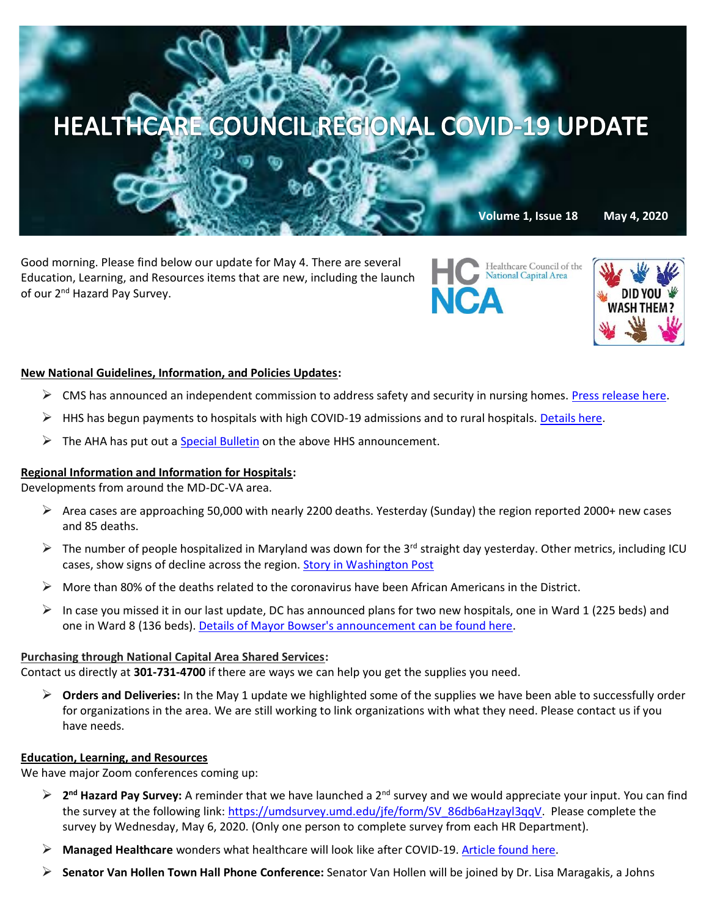# HEALTHCARE COUNCIL REGIONAL COVID-19 UPDATE

**Volume 1, Issue 18 May 4, 2020**

Good morning. Please find below our update for May 4. There are several Education, Learning, and Resources items that are new, including the launch of our 2nd Hazard Pay Survey.

HC NCA Healthcare Council of the National Capital Area

DID YOU WASH THEM?

**New National Guidelines, Information, and Policies Updates:**

- CMS has announced an independent commission to address safety and security in nursing homes. Press release here.
- HHS has begun payments to hospitals with high COVID-19 admissions and to rural hospitals. Details here.
- The AHA has put out a Special Bulletin on the above HHS announcement.

**Regional Information and Information for Hospitals:**

Developments from around the MD-DC-VA area.

- Area cases are approaching 50,000 with nearly 2200 deaths. Yesterday (Sunday) the region reported 2000+ new cases and 85 deaths.
- The number of people hospitalized in Maryland was down for the 3rd straight day yesterday. Other metrics, including ICU cases, show signs of decline across the region. Story in Washington Post
- More than 80% of the deaths related to the coronavirus have been African Americans in the District.
- In case you missed it in our last update, DC has announced plans for two new hospitals, one in Ward 1 (225 beds) and one in Ward 8 (136 beds). Details of Mayor Bowser's announcement can be found here.

**Purchasing through National Capital Area Shared Services:**

Contact us directly at **301-731-4700** if there are ways we can help you get the supplies you need.

- **Orders and Deliveries:** In the May 1 update we highlighted some of the supplies we have been able to successfully order for organizations in the area. We are still working to link organizations with what they need. Please contact us if you have needs.

**Education, Learning, and Resources**

We have major Zoom conferences coming up:

- **2nd Hazard Pay Survey:** A reminder that we have launched a 2nd survey and we would appreciate your input. You can find the survey at the following link: https://umdsurvey.umd.edu/jfe/form/SV_86db6aHzayl3qqV. Please complete the survey by Wednesday, May 6, 2020. (Only one person to complete survey from each HR Department).
- **Managed Healthcare** wonders what healthcare will look like after COVID-19. Article found here.
- **Senator Van Hollen Town Hall Phone Conference:** Senator Van Hollen will be joined by Dr. Lisa Maragakis, a Johns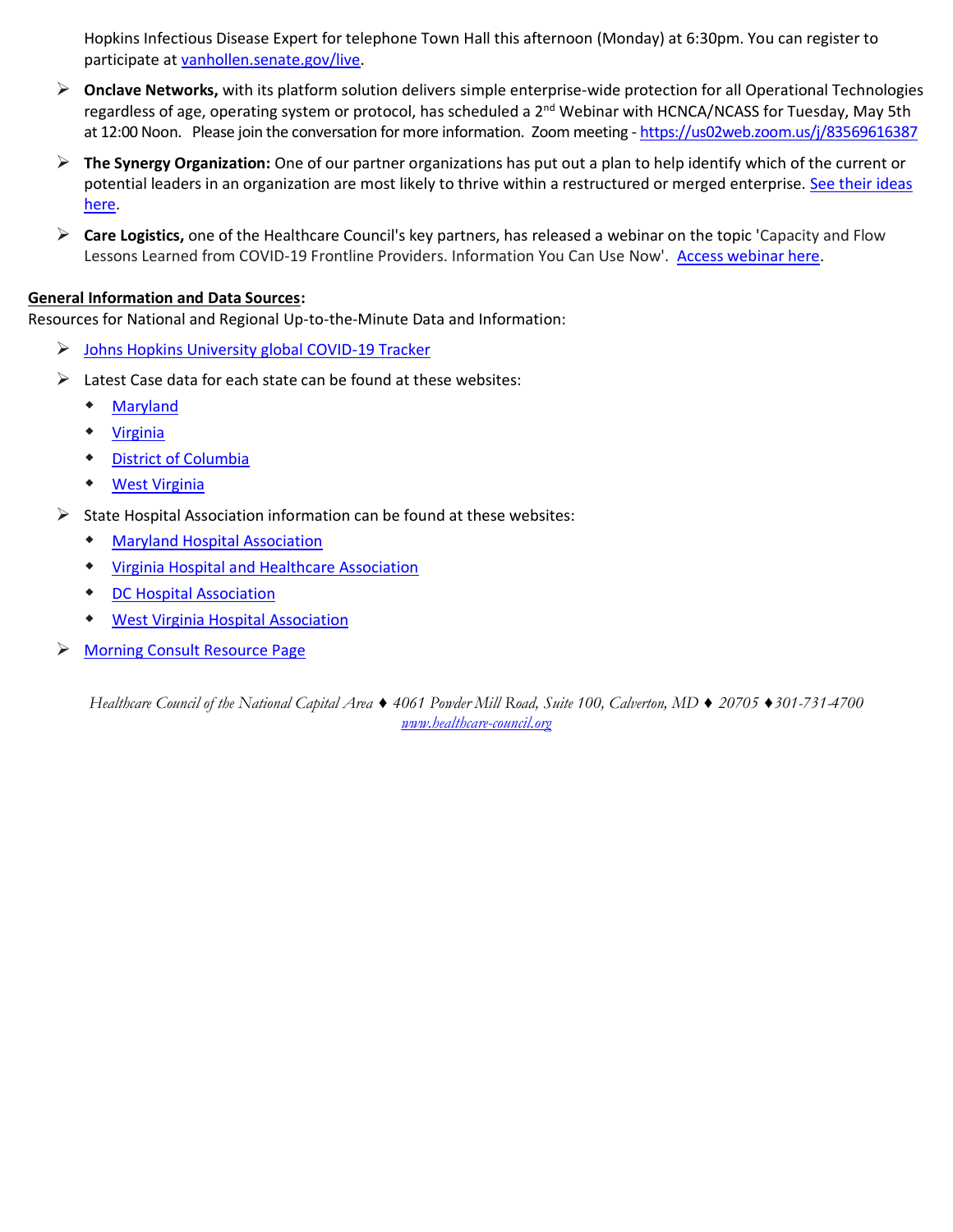Hopkins Infectious Disease Expert for telephone Town Hall this afternoon (Monday) at 6:30pm. You can register to participate at vanhollen.senate.gov/live.

- **Onclave Networks,** with its platform solution delivers simple enterprise-wide protection for all Operational Technologies regardless of age, operating system or protocol, has scheduled a 2nd Webinar with HCNCA/NCASS for Tuesday, May 5th at 12:00 Noon. Please join the conversation for more information. Zoom meeting - https://us02web.zoom.us/j/83569616387
- **The Synergy Organization:** One of our partner organizations has put out a plan to help identify which of the current or potential leaders in an organization are most likely to thrive within a restructured or merged enterprise. See their ideas here.
- **Care Logistics,** one of the Healthcare Council's key partners, has released a webinar on the topic 'Capacity and Flow Lessons Learned from COVID-19 Frontline Providers. Information You Can Use Now'. Access webinar here.

**General Information and Data Sources:**

Resources for National and Regional Up-to-the-Minute Data and Information:

- Johns Hopkins University global COVID-19 Tracker
- Latest Case data for each state can be found at these websites:
  - Maryland
  - Virginia
  - District of Columbia
  - West Virginia
- State Hospital Association information can be found at these websites:
  - Maryland Hospital Association
  - Virginia Hospital and Healthcare Association
  - DC Hospital Association
  - West Virginia Hospital Association
- Morning Consult Resource Page

*Healthcare Council of the National Capital Area ♦ 4061 Powder Mill Road, Suite 100, Calverton, MD ♦ 20705 ♦301-731-4700*
*www.healthcare-council.org*